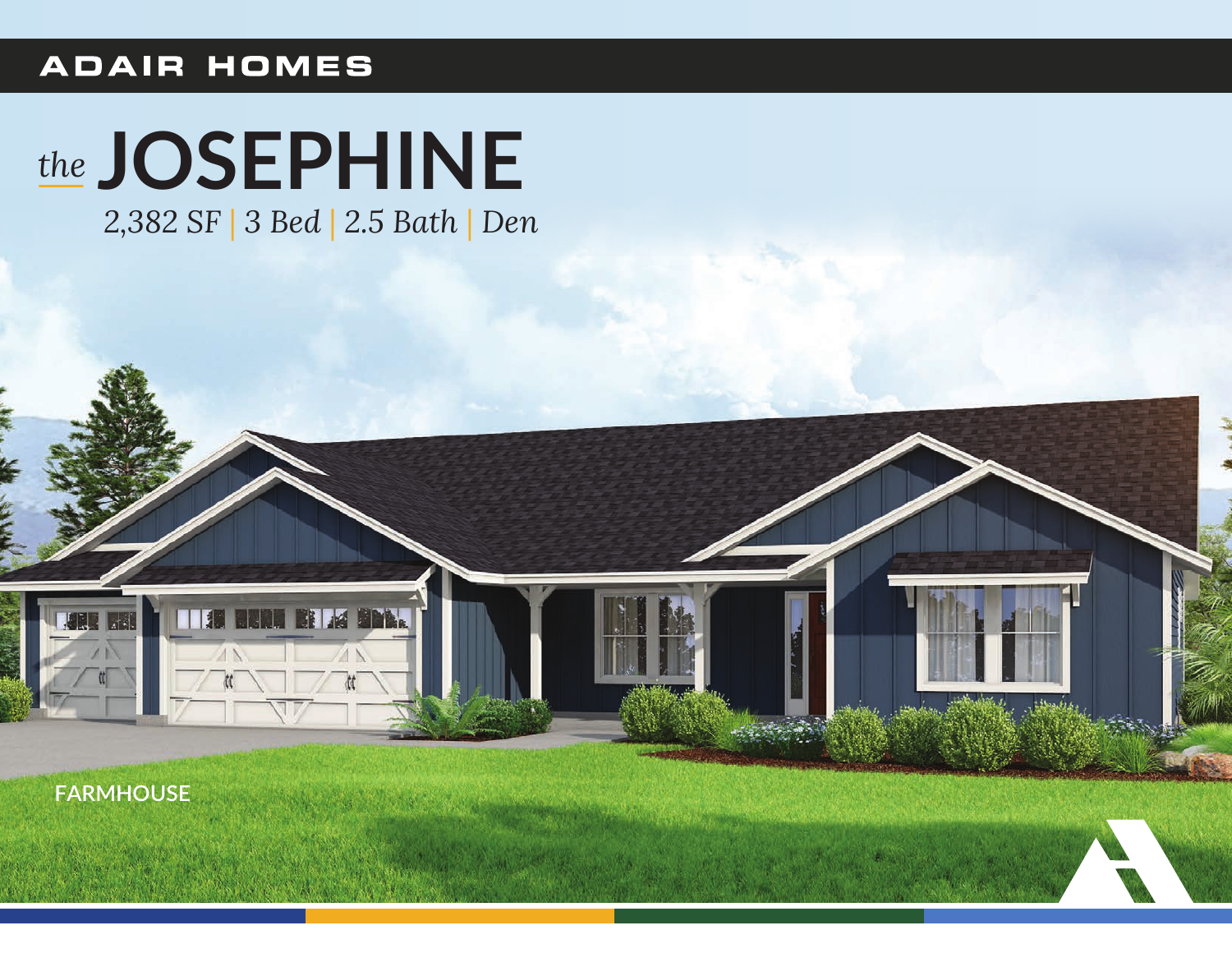ADAIR HOMES

# *the* JOSEPHINE

*2,382 SF | 3 Bed | 2.5 Bath | Den*

FARMHOUSE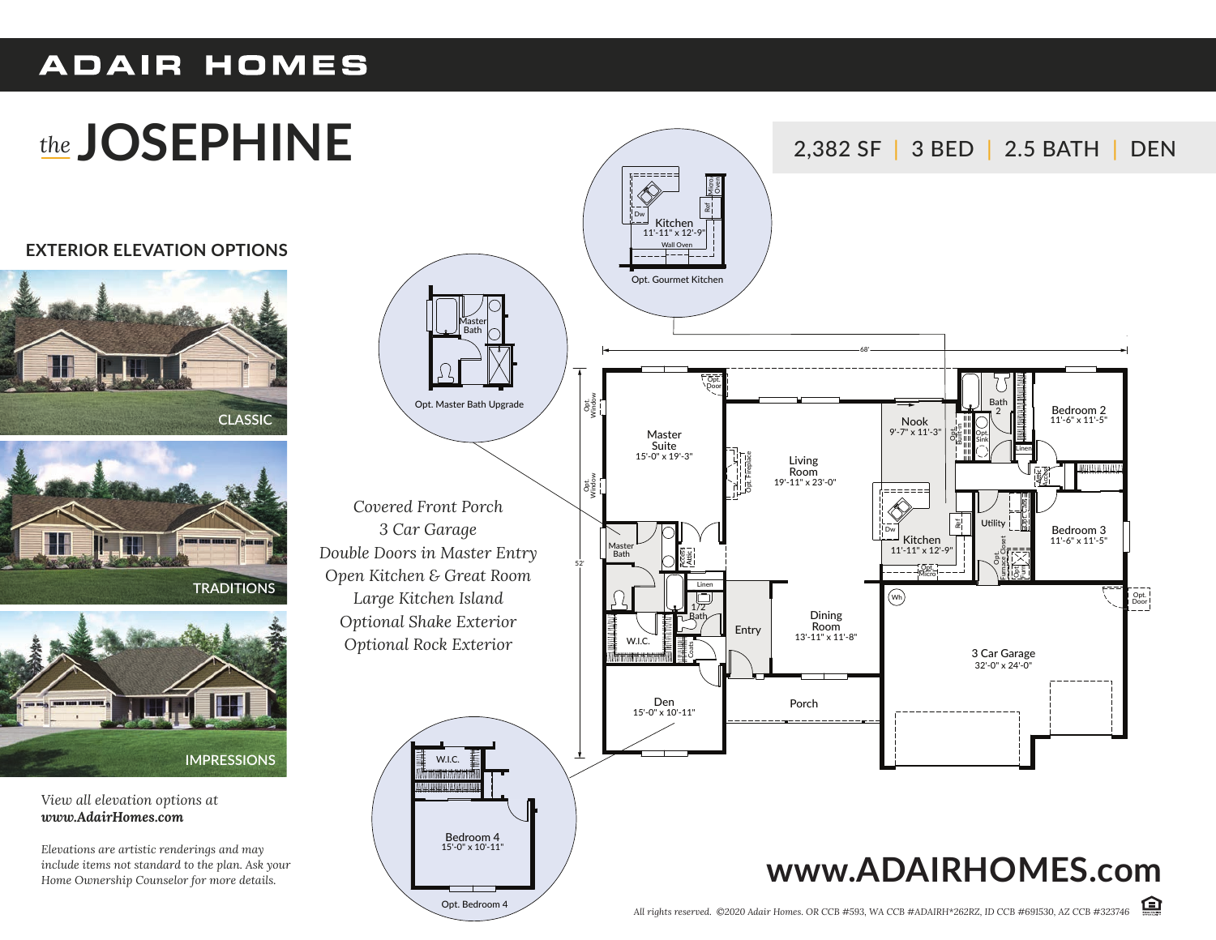# ADAIR HOMES

# *the* JOSEPHINE

2,382 SF | 3 BED | 2.5 BATH | DEN

## EXTERIOR ELEVATION OPTIONS

CLASSIC

TRADITIONS

IMPRESSIONS

*View all elevation options at*
***www.AdairHomes.com***

*Elevations are artistic renderings and may include items not standard to the plan. Ask your Home Ownership Counselor for more details.*

*Covered Front Porch*
*3 Car Garage*
*Double Doors in Master Entry*
*Open Kitchen & Great Room*
*Large Kitchen Island*
*Optional Shake Exterior*
*Optional Rock Exterior*

Opt. Gourmet Kitchen
Kitchen 11'-11" x 12'-9"
Wall Oven
Micro Oven
Ref
Dw

Opt. Master Bath Upgrade
Master Bath

Master Suite 15'-0" x 19'-3"
Living Room 19'-11" x 23'-0"
Nook 9'-7" x 11'-3"
Bath 2
Bedroom 2 11'-6" x 11'-5"
Kitchen 11'-11" x 12'-9"
Utility
Bedroom 3 11'-6" x 11'-5"
Master Bath
W.I.C.
1/2 Bath
Linen
Entry
Dining Room 13'-11" x 11'-8"
3 Car Garage 32'-0" x 24'-0"
Den 15'-0" x 10'-11"
Porch
Opt. Door
Opt. Window
Opt. Fireplace
Opt. Built-in
Opt. Sink
Attic Access
Opt. Micro
Opt. Furnace Closet
Wh
Coats
48'
52'

Opt. Bedroom 4
W.I.C.
Bedroom 4 15'-0" x 10'-11"

# www.ADAIRHOMES.com

*All rights reserved. ©2020 Adair Homes. OR CCB #593, WA CCB #ADAIRH*262RZ, ID CCB #691530, AZ CCB #323746*